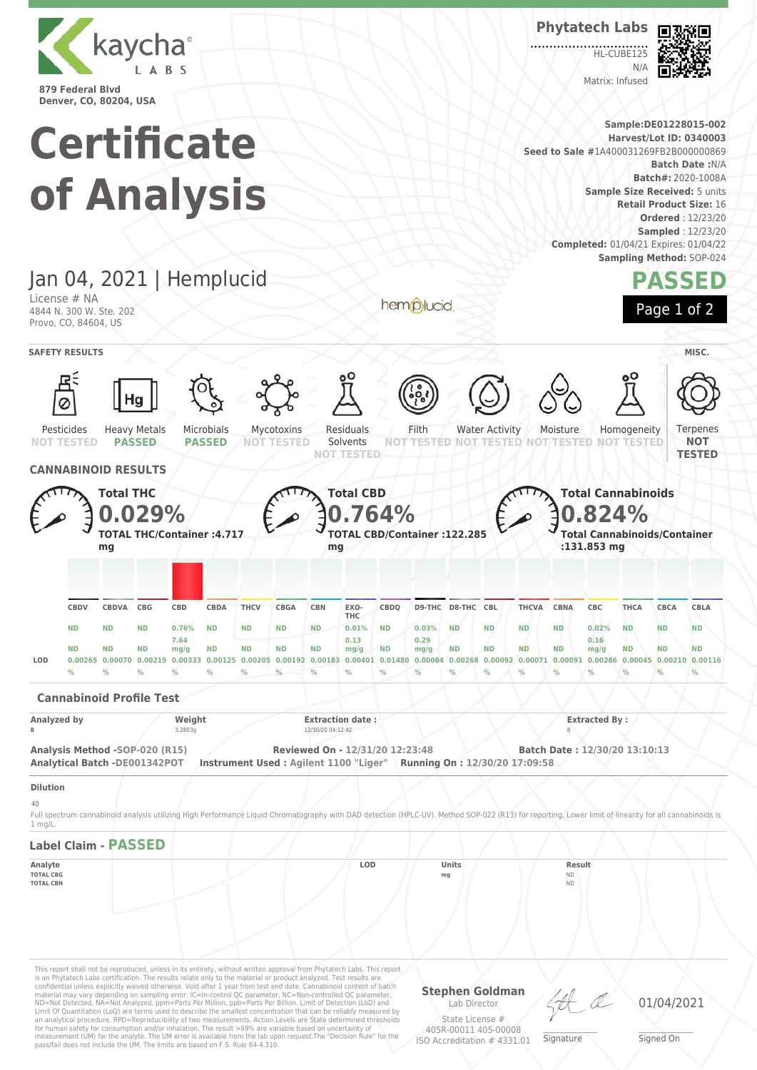kaycha LABS

879 Federal Blvd
Denver, CO, 80204, USA

Phytatech Labs

HL-CUBE125
N/A
Matrix: Infused

# Certificate of Analysis

**Sample:** DE01228015-002
**Harvest/Lot ID:** 0340003
**Seed to Sale** #1A400031269FB2B000000869
**Batch Date** :N/A
**Batch#:** 2020-1008A
**Sample Size Received:** 5 units
**Retail Product Size:** 16
**Ordered** : 12/23/20
**Sampled** : 12/23/20
**Completed:** 01/04/21 Expires: 01/04/22
**Sampling Method:** SOP-024

## Jan 04, 2021 | Hemplucid

License # NA
4844 N. 300 W. Ste. 202
Provo, CO, 84604, US

hemplucid

**PASSED**

Page 1 of 2

## SAFETY RESULTS

| Pesticides | Heavy Metals | Microbials | Mycotoxins | Residuals Solvents | Filth | Water Activity | Moisture | Homogeneity | Terpenes (MISC.) |
|---|---|---|---|---|---|---|---|---|---|
| NOT TESTED | PASSED | PASSED | NOT TESTED | NOT TESTED | NOT TESTED | NOT TESTED | NOT TESTED | NOT TESTED | NOT TESTED |

## CANNABINOID RESULTS

**Total THC** 0.029% — TOTAL THC/Container :4.717 mg

**Total CBD** 0.764% — TOTAL CBD/Container :122.285 mg

**Total Cannabinoids** 0.824% — Total Cannabinoids/Container :131.853 mg

| | CBDV | CBDVA | CBG | CBD | CBDA | THCV | CBGA | CBN | EXO-THC | CBDQ | D9-THC | D8-THC | CBL | THCVA | CBNA | CBC | THCA | CBCA | CBLA |
|---|---|---|---|---|---|---|---|---|---|---|---|---|---|---|---|---|---|---|---|
| % | ND | ND | ND | 0.76% | ND | ND | ND | ND | 0.01% | ND | 0.03% | ND | ND | ND | ND | 0.02% | ND | ND | ND |
| mg/g | ND | ND | ND | 7.64 mg/g | ND | ND | ND | ND | 0.13 mg/g | ND | 0.29 mg/g | ND | ND | ND | ND | 0.16 mg/g | ND | ND | ND |
| LOD | 0.00265 % | 0.00070 % | 0.00219 % | 0.00333 % | 0.00125 % | 0.00205 % | 0.00192 % | 0.00183 % | 0.00401 % | 0.01480 % | 0.00084 % | 0.00268 % | 0.00092 % | 0.00071 % | 0.00091 % | 0.00286 % | 0.00045 % | 0.00210 % | 0.00116 % |

### Cannabinoid Profile Test

| Analyzed by | Weight | Extraction date : | Extracted By : |
|---|---|---|---|
| 8 | 3.2803g | 12/30/20 04:12:42 | 8 |

**Analysis Method** -SOP-020 (R15)
**Analytical Batch** -DE001342POT
**Reviewed On** - 12/31/20 12:23:48
**Instrument Used** : Agilent 1100 "Liger"
**Running On** : 12/30/20 17:09:58
**Batch Date** : 12/30/20 13:10:13

**Dilution**

40

Full spectrum cannabinoid analysis utilizing High Performance Liquid Chromatography with DAD detection (HPLC-UV). Method SOP-022 (R13) for reporting. Lower limit of linearity for all cannabinoids is 1 mg/L.

### Label Claim - PASSED

| Analyte | LOD | Units | Result |
|---|---|---|---|
| TOTAL CBG | | mg | ND |
| TOTAL CBN | | | ND |

This report shall not be reproduced, unless in its entirety, without written approval from Phytatech Labs. This report is an Phytatech Labs certification. The results relate only to the material or product analyzed. Test results are confidential unless explicitly waived otherwise. Void after 1 year from test end date. Cannabinoid content of batch material may vary depending on sampling error. IC=In-control QC parameter, NC=Non-controlled QC parameter, ND=Not Detected, NA=Not Analyzed, ppm=Parts Per Million, ppb=Parts Per Billion. Limit of Detection (LoD) and Limit Of Quantitation (LoQ) are terms used to describe the smallest concentration that can be reliably measured by an analytical procedure. RPD=Reproducibility of two measurements. Action Levels are State determined thresholds for human safety for consumption and/or inhalation. The result >99% are variable based on uncertainty of measurement (UM) for the analyte. The UM error is available from the lab upon request.The "Decision Rule" for the pass/fail does not include the UM. The limits are based on F.S. Rule 64-4.310.

**Stephen Goldman**
Lab Director
State License # 405R-00011 405-00008
ISO Accreditation # 4331.01

Signature

01/04/2021
Signed On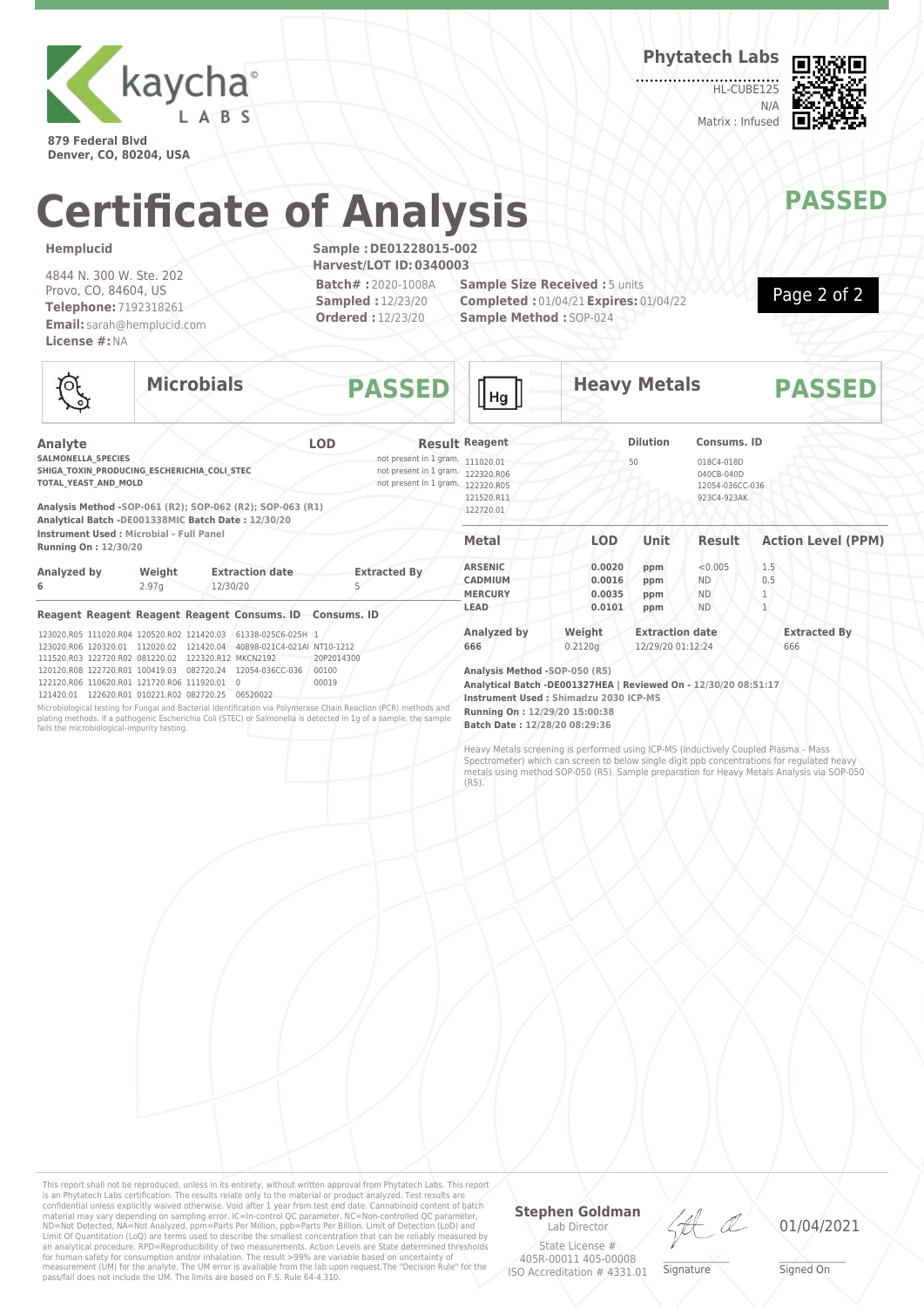kaycha LABS

879 Federal Blvd
Denver, CO, 80204, USA

Phytatech Labs
HL-CUBE125
N/A
Matrix : Infused

# Certificate of Analysis

**PASSED**

**Hemplucid**

4844 N. 300 W. Ste. 202
Provo, CO, 84604, US
**Telephone:** 7192318261
**Email:** sarah@hemplucid.com
**License #:** NA

**Sample : DE01228015-002**
**Harvest/LOT ID: 0340003**
**Batch# :** 2020-1008A
**Sampled :** 12/23/20
**Ordered :** 12/23/20
**Sample Size Received :** 5 units
**Completed :** 01/04/21 **Expires:** 01/04/22
**Sample Method :** SOP-024

## Microbials — PASSED

| Analyte | LOD | Result |
|---|---|---|
| SALMONELLA_SPECIES | | not present in 1 gram. |
| SHIGA_TOXIN_PRODUCING_ESCHERICHIA_COLI_STEC | | not present in 1 gram. |
| TOTAL_YEAST_AND_MOLD | | not present in 1 gram. |

**Analysis Method** -SOP-061 (R2); SOP-062 (R2); SOP-063 (R1)
**Analytical Batch** -DE001338MIC **Batch Date :** 12/30/20
**Instrument Used :** Microbial - Full Panel
**Running On :** 12/30/20

| Analyzed by | Weight | Extraction date | Extracted By |
|---|---|---|---|
| 6 | 2.97g | 12/30/20 | 5 |

| Reagent | Reagent | Reagent | Reagent | Consums. ID | Consums. ID |
|---|---|---|---|---|---|
| 123020.R05 | 111020.R04 | 120520.R02 | 121420.03 | 61338-025C6-025H | 1 |
| 123020.R06 | 120320.01 | 112020.02 | 121420.04 | 40898-021C4-021AI | NT10-1212 |
| 111520.R03 | 122720.R02 | 081220.02 | 122320.R12 | MKCN2192 | 20P2014300 |
| 120120.R08 | 122720.R01 | 100419.03 | 082720.24 | 12054-036CC-036 | 00100 |
| 122120.R06 | 110620.R01 | 121720.R06 | 111920.01 | 0 | 00019 |
| 121420.01 | 122620.R01 | 010221.R02 | 082720.25 | 06520022 | |

Microbiological testing for Fungal and Bacterial Identification via Polymerase Chain Reaction (PCR) methods and plating methods. If a pathogenic Escherichia Coli (STEC) or Salmonella is detected in 1g of a sample, the sample fails the microbiological-impurity testing.

## Heavy Metals — PASSED

| Reagent | Dilution | Consums. ID |
|---|---|---|
| 111020.01 | 50 | 018C4-018D |
| 122320.R06 | | 040CB-040D |
| 122320.R05 | | 12054-036CC-036 |
| 121520.R11 | | 923C4-923AK |
| 122720.01 | | |

| Metal | LOD | Unit | Result | Action Level (PPM) |
|---|---|---|---|---|
| ARSENIC | 0.0020 | ppm | <0.005 | 1.5 |
| CADMIUM | 0.0016 | ppm | ND | 0.5 |
| MERCURY | 0.0035 | ppm | ND | 1 |
| LEAD | 0.0101 | ppm | ND | 1 |

| Analyzed by | Weight | Extraction date | Extracted By |
|---|---|---|---|
| 666 | 0.2120g | 12/29/20 01:12:24 | 666 |

**Analysis Method** -SOP-050 (R5)
**Analytical Batch** -DE001327HEA | **Reviewed On** - 12/30/20 08:51:17
**Instrument Used :** Shimadzu 2030 ICP-MS
**Running On :** 12/29/20 15:00:38
**Batch Date :** 12/28/20 08:29:36

Heavy Metals screening is performed using ICP-MS (Inductively Coupled Plasma - Mass Spectrometer) which can screen to below single digit ppb concentrations for regulated heavy metals using method SOP-050 (R5). Sample preparation for Heavy Metals Analysis via SOP-050 (R5).

This report shall not be reproduced, unless in its entirety, without written approval from Phytatech Labs. This report is an Phytatech Labs certification. The results relate only to the material or product analyzed. Test results are confidential unless explicitly waived otherwise. Void after 1 year from test end date. Cannabinoid content of batch material may vary depending on sampling error. IC=In-control QC parameter, NC=Non-controlled QC parameter, ND=Not Detected, NA=Not Analyzed, ppm=Parts Per Million, ppb=Parts Per Billion. Limit of Detection (LoD) and Limit Of Quantitation (LoQ) are terms used to describe the smallest concentration that can be reliably measured by an analytical procedure. RPD=Reproducibility of two measurements. Action Levels are State determined thresholds for human safety for consumption and/or inhalation. The result >99% are variable based on uncertainty of measurement (UM) for the analyte. The UM error is available from the lab upon request.The "Decision Rule" for the pass/fail does not include the UM. The limits are based on F.S. Rule 64-4.310.

**Stephen Goldman**
Lab Director
State License #
405R-00011 405-00008
ISO Accreditation # 4331.01

Signature

01/04/2021
Signed On